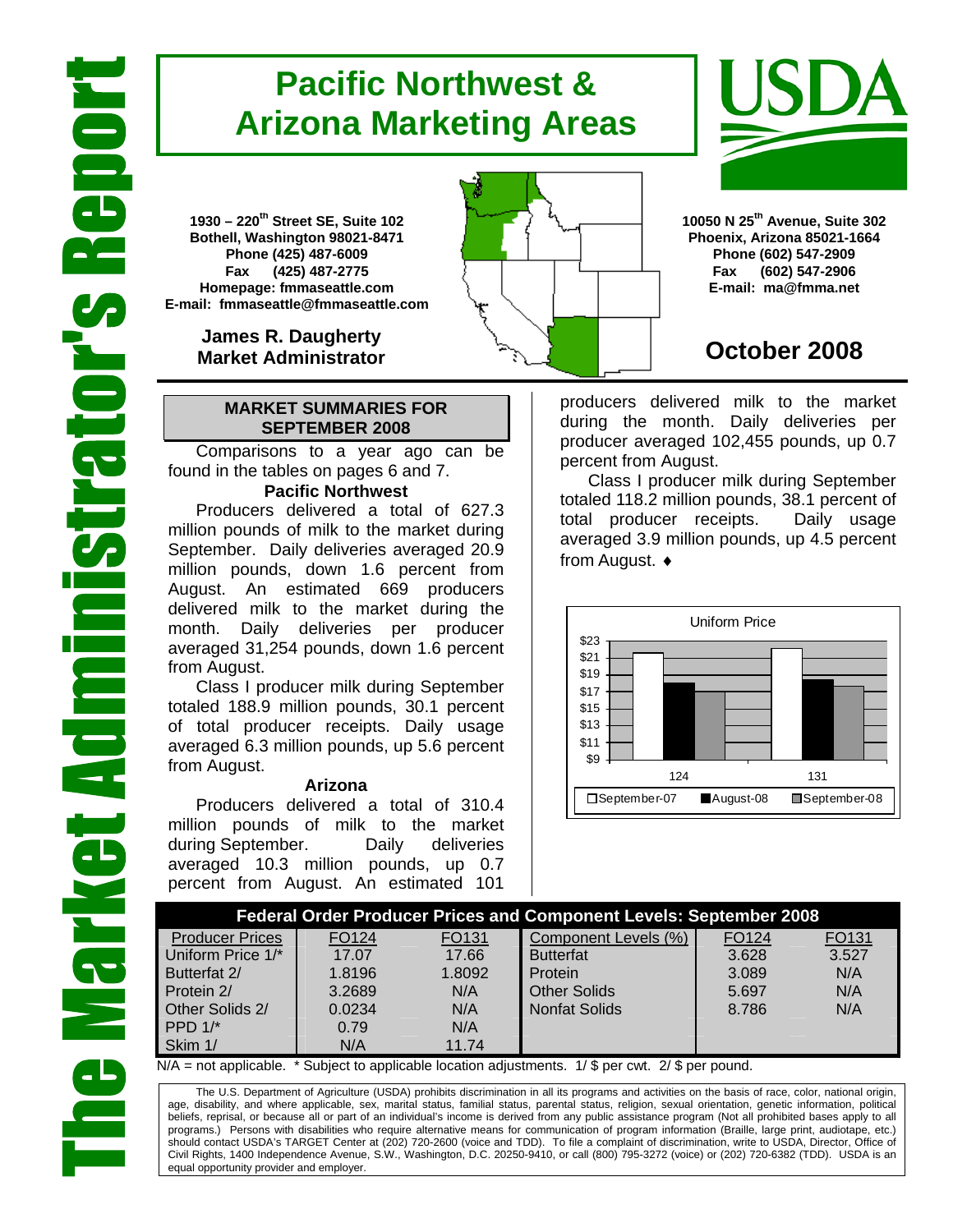# The Market Administrator's Report

# Pacific Northwest & Arizona Marketing Areas

**1930 – 220th Street SE, Suite 102**
**Bothell, Washington 98021-8471**
**Phone (425) 487-6009**
**Fax (425) 487-2775**
**Homepage: fmmaseattle.com**
**E-mail: fmmaseattle@fmmaseattle.com**

**James R. Daugherty**
**Market Administrator**

**10050 N 25th Avenue, Suite 302**
**Phoenix, Arizona 85021-1664**
**Phone (602) 547-2909**
**Fax (602) 547-2906**
**E-mail: ma@fmma.net**

## October 2008

### MARKET SUMMARIES FOR SEPTEMBER 2008

Comparisons to a year ago can be found in the tables on pages 6 and 7.

**Pacific Northwest**

Producers delivered a total of 627.3 million pounds of milk to the market during September. Daily deliveries averaged 20.9 million pounds, down 1.6 percent from August. An estimated 669 producers delivered milk to the market during the month. Daily deliveries per producer averaged 31,254 pounds, down 1.6 percent from August.

Class I producer milk during September totaled 188.9 million pounds, 30.1 percent of total producer receipts. Daily usage averaged 6.3 million pounds, up 5.6 percent from August.

**Arizona**

Producers delivered a total of 310.4 million pounds of milk to the market during September. Daily deliveries averaged 10.3 million pounds, up 0.7 percent from August. An estimated 101 producers delivered milk to the market during the month. Daily deliveries per producer averaged 102,455 pounds, up 0.7 percent from August.

Class I producer milk during September totaled 118.2 million pounds, 38.1 percent of total producer receipts. Daily usage averaged 3.9 million pounds, up 4.5 percent from August. ♦

Uniform Price

| | September-07 | August-08 | September-08 |
|---|---|---|---|
| 124 | | | |
| 131 | | | |

**Federal Order Producer Prices and Component Levels: September 2008**

| Producer Prices | FO124 | FO131 | Component Levels (%) | FO124 | FO131 |
|---|---|---|---|---|---|
| Uniform Price 1/* | 17.07 | 17.66 | Butterfat | 3.628 | 3.527 |
| Butterfat 2/ | 1.8196 | 1.8092 | Protein | 3.089 | N/A |
| Protein 2/ | 3.2689 | N/A | Other Solids | 5.697 | N/A |
| Other Solids 2/ | 0.0234 | N/A | Nonfat Solids | 8.786 | N/A |
| PPD 1/* | 0.79 | N/A | | | |
| Skim 1/ | N/A | 11.74 | | | |

N/A = not applicable. * Subject to applicable location adjustments. 1/ $ per cwt. 2/ $ per pound.

The U.S. Department of Agriculture (USDA) prohibits discrimination in all its programs and activities on the basis of race, color, national origin, age, disability, and where applicable, sex, marital status, familial status, parental status, religion, sexual orientation, genetic information, political beliefs, reprisal, or because all or part of an individual's income is derived from any public assistance program (Not all prohibited bases apply to all programs.) Persons with disabilities who require alternative means for communication of program information (Braille, large print, audiotape, etc.) should contact USDA's TARGET Center at (202) 720-2600 (voice and TDD). To file a complaint of discrimination, write to USDA, Director, Office of Civil Rights, 1400 Independence Avenue, S.W., Washington, D.C. 20250-9410, or call (800) 795-3272 (voice) or (202) 720-6382 (TDD). USDA is an equal opportunity provider and employer.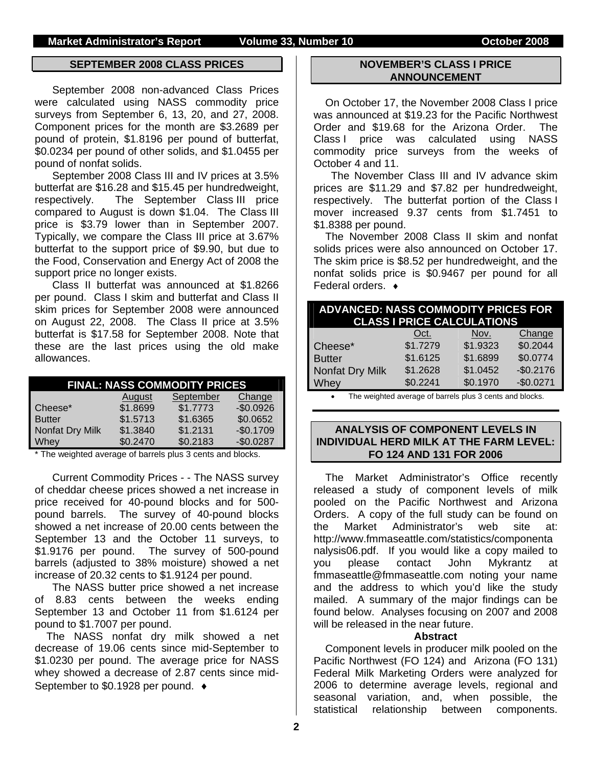## SEPTEMBER 2008 CLASS PRICES

September 2008 non-advanced Class Prices were calculated using NASS commodity price surveys from September 6, 13, 20, and 27, 2008. Component prices for the month are $3.2689 per pound of protein, $1.8196 per pound of butterfat, $0.0234 per pound of other solids, and $1.0455 per pound of nonfat solids.

September 2008 Class III and IV prices at 3.5% butterfat are $16.28 and $15.45 per hundredweight, respectively. The September Class III price compared to August is down $1.04. The Class III price is $3.79 lower than in September 2007. Typically, we compare the Class III price at 3.67% butterfat to the support price of $9.90, but due to the Food, Conservation and Energy Act of 2008 the support price no longer exists.

Class II butterfat was announced at $1.8266 per pound. Class I skim and butterfat and Class II skim prices for September 2008 were announced on August 22, 2008. The Class II price at 3.5% butterfat is $17.58 for September 2008. Note that these are the last prices using the old make allowances.

**FINAL: NASS COMMODITY PRICES**

| | August | September | Change |
|---|---|---|---|
| Cheese* | $1.8699 | $1.7773 | -$0.0926 |
| Butter | $1.5713 | $1.6365 | $0.0652 |
| Nonfat Dry Milk | $1.3840 | $1.2131 | -$0.1709 |
| Whey | $0.2470 | $0.2183 | -$0.0287 |

* The weighted average of barrels plus 3 cents and blocks.

Current Commodity Prices - - The NASS survey of cheddar cheese prices showed a net increase in price received for 40-pound blocks and for 500-pound barrels. The survey of 40-pound blocks showed a net increase of 20.00 cents between the September 13 and the October 11 surveys, to $1.9176 per pound. The survey of 500-pound barrels (adjusted to 38% moisture) showed a net increase of 20.32 cents to $1.9124 per pound.

The NASS butter price showed a net increase of 8.83 cents between the weeks ending September 13 and October 11 from $1.6124 per pound to $1.7007 per pound.

The NASS nonfat dry milk showed a net decrease of 19.06 cents since mid-September to $1.0230 per pound. The average price for NASS whey showed a decrease of 2.87 cents since mid-September to $0.1928 per pound. ♦

## NOVEMBER'S CLASS I PRICE ANNOUNCEMENT

On October 17, the November 2008 Class I price was announced at $19.23 for the Pacific Northwest Order and $19.68 for the Arizona Order. The Class I price was calculated using NASS commodity price surveys from the weeks of October 4 and 11.

The November Class III and IV advance skim prices are $11.29 and $7.82 per hundredweight, respectively. The butterfat portion of the Class I mover increased 9.37 cents from $1.7451 to $1.8388 per pound.

The November 2008 Class II skim and nonfat solids prices were also announced on October 17. The skim price is $8.52 per hundredweight, and the nonfat solids price is $0.9467 per pound for all Federal orders. ♦

**ADVANCED: NASS COMMODITY PRICES FOR CLASS I PRICE CALCULATIONS**

| | Oct. | Nov. | Change |
|---|---|---|---|
| Cheese* | $1.7279 | $1.9323 | $0.2044 |
| Butter | $1.6125 | $1.6899 | $0.0774 |
| Nonfat Dry Milk | $1.2628 | $1.0452 | -$0.2176 |
| Whey | $0.2241 | $0.1970 | -$0.0271 |

- The weighted average of barrels plus 3 cents and blocks.

## ANALYSIS OF COMPONENT LEVELS IN INDIVIDUAL HERD MILK AT THE FARM LEVEL: FO 124 AND 131 FOR 2006

The Market Administrator's Office recently released a study of component levels of milk pooled on the Pacific Northwest and Arizona Orders. A copy of the full study can be found on the Market Administrator's web site at: http://www.fmmaseattle.com/statistics/componentanalysis06.pdf. If you would like a copy mailed to you please contact John Mykrantz at fmmaseattle@fmmaseattle.com noting your name and the address to which you'd like the study mailed. A summary of the major findings can be found below. Analyses focusing on 2007 and 2008 will be released in the near future.

**Abstract**

Component levels in producer milk pooled on the Pacific Northwest (FO 124) and Arizona (FO 131) Federal Milk Marketing Orders were analyzed for 2006 to determine average levels, regional and seasonal variation, and, when possible, the statistical relationship between components.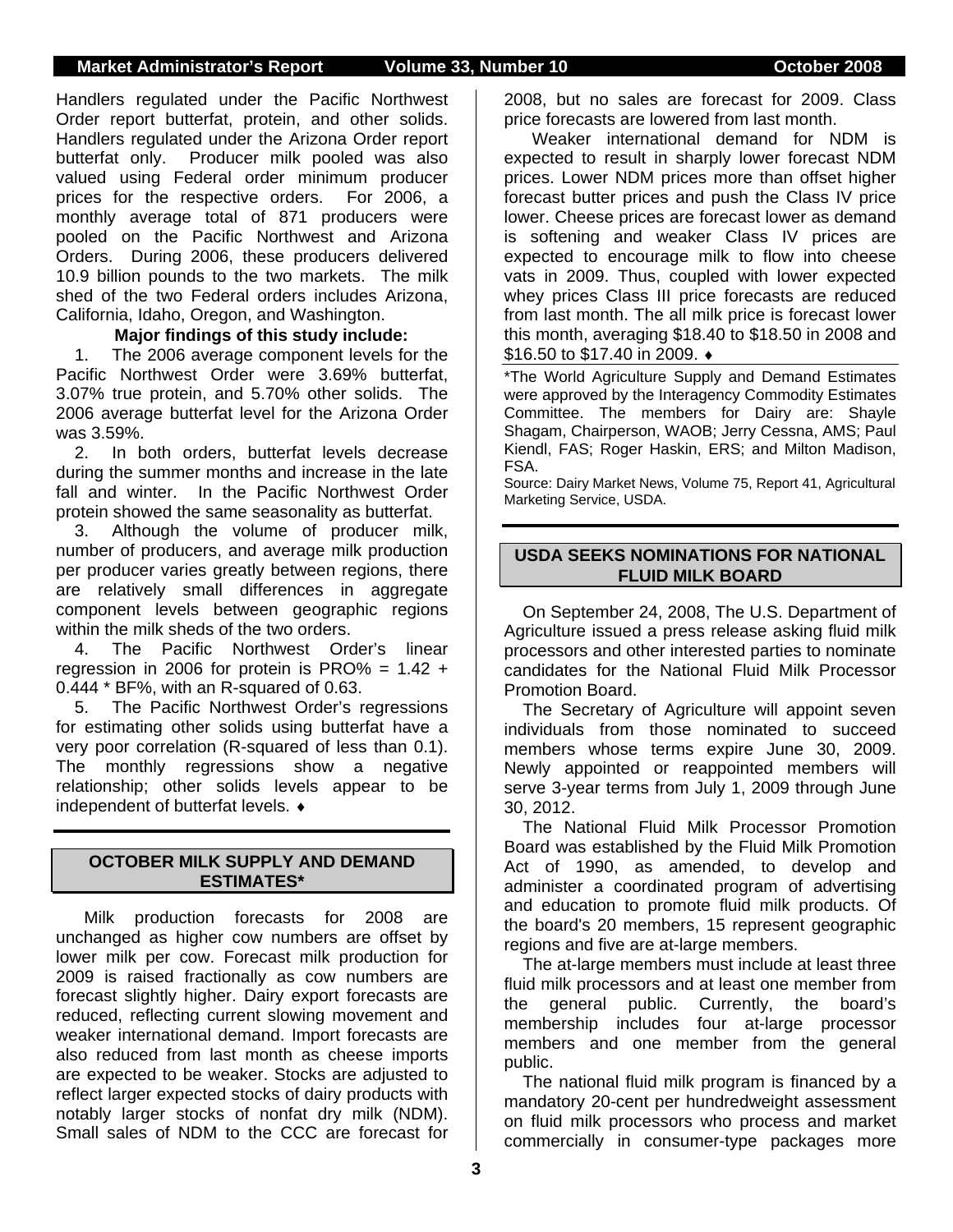Handlers regulated under the Pacific Northwest Order report butterfat, protein, and other solids. Handlers regulated under the Arizona Order report butterfat only. Producer milk pooled was also valued using Federal order minimum producer prices for the respective orders. For 2006, a monthly average total of 871 producers were pooled on the Pacific Northwest and Arizona Orders. During 2006, these producers delivered 10.9 billion pounds to the two markets. The milk shed of the two Federal orders includes Arizona, California, Idaho, Oregon, and Washington.

**Major findings of this study include:**

1. The 2006 average component levels for the Pacific Northwest Order were 3.69% butterfat, 3.07% true protein, and 5.70% other solids. The 2006 average butterfat level for the Arizona Order was 3.59%.
2. In both orders, butterfat levels decrease during the summer months and increase in the late fall and winter. In the Pacific Northwest Order protein showed the same seasonality as butterfat.
3. Although the volume of producer milk, number of producers, and average milk production per producer varies greatly between regions, there are relatively small differences in aggregate component levels between geographic regions within the milk sheds of the two orders.
4. The Pacific Northwest Order's linear regression in 2006 for protein is PRO% = 1.42 + 0.444 * BF%, with an R-squared of 0.63.
5. The Pacific Northwest Order's regressions for estimating other solids using butterfat have a very poor correlation (R-squared of less than 0.1). The monthly regressions show a negative relationship; other solids levels appear to be independent of butterfat levels. ♦

## OCTOBER MILK SUPPLY AND DEMAND ESTIMATES*

Milk production forecasts for 2008 are unchanged as higher cow numbers are offset by lower milk per cow. Forecast milk production for 2009 is raised fractionally as cow numbers are forecast slightly higher. Dairy export forecasts are reduced, reflecting current slowing movement and weaker international demand. Import forecasts are also reduced from last month as cheese imports are expected to be weaker. Stocks are adjusted to reflect larger expected stocks of dairy products with notably larger stocks of nonfat dry milk (NDM). Small sales of NDM to the CCC are forecast for 2008, but no sales are forecast for 2009. Class price forecasts are lowered from last month.

Weaker international demand for NDM is expected to result in sharply lower forecast NDM prices. Lower NDM prices more than offset higher forecast butter prices and push the Class IV price lower. Cheese prices are forecast lower as demand is softening and weaker Class IV prices are expected to encourage milk to flow into cheese vats in 2009. Thus, coupled with lower expected whey prices Class III price forecasts are reduced from last month. The all milk price is forecast lower this month, averaging $18.40 to $18.50 in 2008 and $16.50 to $17.40 in 2009. ♦

*The World Agriculture Supply and Demand Estimates were approved by the Interagency Commodity Estimates Committee. The members for Dairy are: Shayle Shagam, Chairperson, WAOB; Jerry Cessna, AMS; Paul Kiendl, FAS; Roger Haskin, ERS; and Milton Madison, FSA.

Source: Dairy Market News, Volume 75, Report 41, Agricultural Marketing Service, USDA.

## USDA SEEKS NOMINATIONS FOR NATIONAL FLUID MILK BOARD

On September 24, 2008, The U.S. Department of Agriculture issued a press release asking fluid milk processors and other interested parties to nominate candidates for the National Fluid Milk Processor Promotion Board.

The Secretary of Agriculture will appoint seven individuals from those nominated to succeed members whose terms expire June 30, 2009. Newly appointed or reappointed members will serve 3-year terms from July 1, 2009 through June 30, 2012.

The National Fluid Milk Processor Promotion Board was established by the Fluid Milk Promotion Act of 1990, as amended, to develop and administer a coordinated program of advertising and education to promote fluid milk products. Of the board's 20 members, 15 represent geographic regions and five are at-large members.

The at-large members must include at least three fluid milk processors and at least one member from the general public. Currently, the board's membership includes four at-large processor members and one member from the general public.

The national fluid milk program is financed by a mandatory 20-cent per hundredweight assessment on fluid milk processors who process and market commercially in consumer-type packages more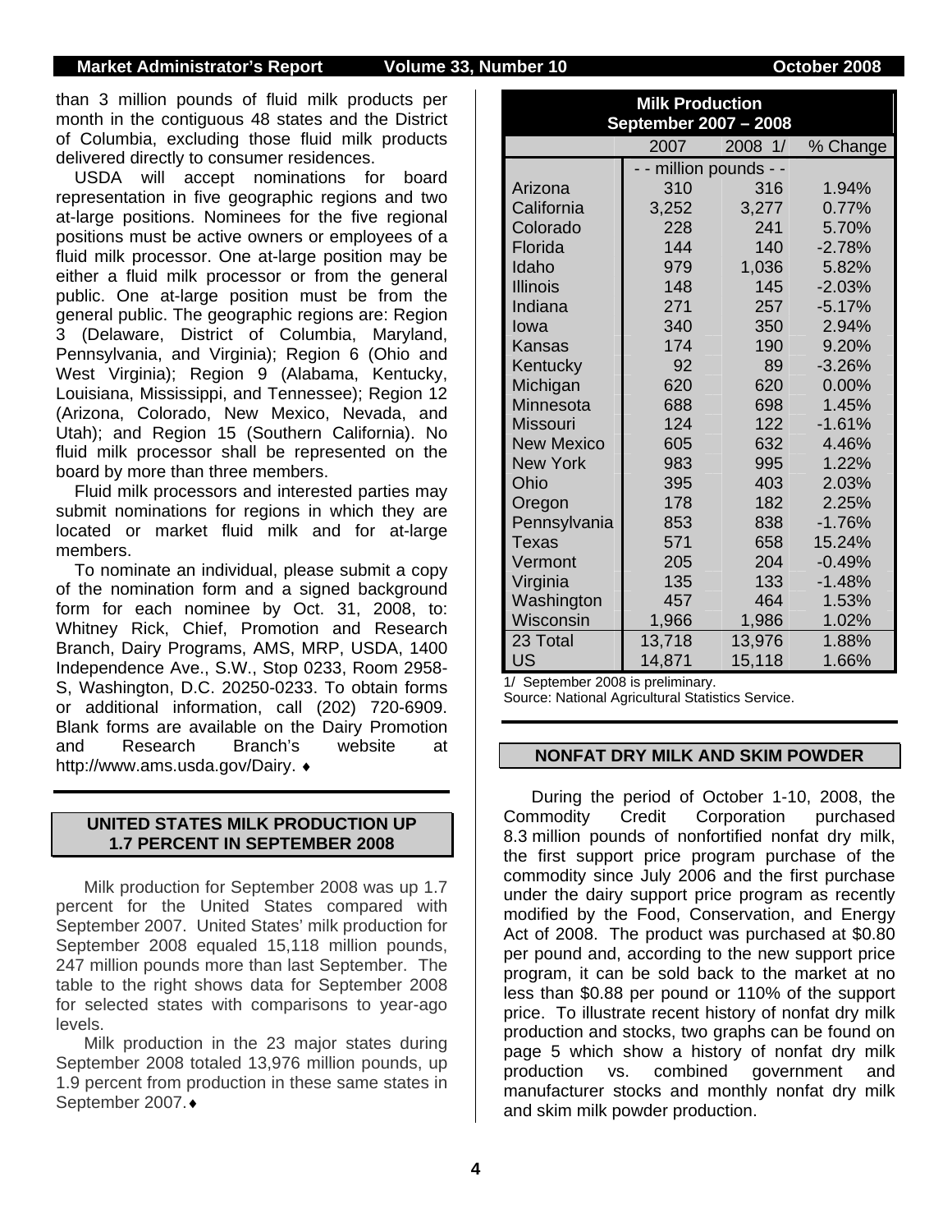than 3 million pounds of fluid milk products per month in the contiguous 48 states and the District of Columbia, excluding those fluid milk products delivered directly to consumer residences.

USDA will accept nominations for board representation in five geographic regions and two at-large positions. Nominees for the five regional positions must be active owners or employees of a fluid milk processor. One at-large position may be either a fluid milk processor or from the general public. One at-large position must be from the general public. The geographic regions are: Region 3 (Delaware, District of Columbia, Maryland, Pennsylvania, and Virginia); Region 6 (Ohio and West Virginia); Region 9 (Alabama, Kentucky, Louisiana, Mississippi, and Tennessee); Region 12 (Arizona, Colorado, New Mexico, Nevada, and Utah); and Region 15 (Southern California). No fluid milk processor shall be represented on the board by more than three members.

Fluid milk processors and interested parties may submit nominations for regions in which they are located or market fluid milk and for at-large members.

To nominate an individual, please submit a copy of the nomination form and a signed background form for each nominee by Oct. 31, 2008, to: Whitney Rick, Chief, Promotion and Research Branch, Dairy Programs, AMS, MRP, USDA, 1400 Independence Ave., S.W., Stop 0233, Room 2958-S, Washington, D.C. 20250-0233. To obtain forms or additional information, call (202) 720-6909. Blank forms are available on the Dairy Promotion and Research Branch's website at http://www.ams.usda.gov/Dairy. ♦

## UNITED STATES MILK PRODUCTION UP 1.7 PERCENT IN SEPTEMBER 2008

Milk production for September 2008 was up 1.7 percent for the United States compared with September 2007. United States' milk production for September 2008 equaled 15,118 million pounds, 247 million pounds more than last September. The table to the right shows data for September 2008 for selected states with comparisons to year-ago levels.

Milk production in the 23 major states during September 2008 totaled 13,976 million pounds, up 1.9 percent from production in these same states in September 2007.♦

**Milk Production September 2007 – 2008**

| | 2007 | 2008 1/ | % Change |
|---|---|---|---|
| | - - million pounds - - | | |
| Arizona | 310 | 316 | 1.94% |
| California | 3,252 | 3,277 | 0.77% |
| Colorado | 228 | 241 | 5.70% |
| Florida | 144 | 140 | -2.78% |
| Idaho | 979 | 1,036 | 5.82% |
| Illinois | 148 | 145 | -2.03% |
| Indiana | 271 | 257 | -5.17% |
| Iowa | 340 | 350 | 2.94% |
| Kansas | 174 | 190 | 9.20% |
| Kentucky | 92 | 89 | -3.26% |
| Michigan | 620 | 620 | 0.00% |
| Minnesota | 688 | 698 | 1.45% |
| Missouri | 124 | 122 | -1.61% |
| New Mexico | 605 | 632 | 4.46% |
| New York | 983 | 995 | 1.22% |
| Ohio | 395 | 403 | 2.03% |
| Oregon | 178 | 182 | 2.25% |
| Pennsylvania | 853 | 838 | -1.76% |
| Texas | 571 | 658 | 15.24% |
| Vermont | 205 | 204 | -0.49% |
| Virginia | 135 | 133 | -1.48% |
| Washington | 457 | 464 | 1.53% |
| Wisconsin | 1,966 | 1,986 | 1.02% |
| 23 Total | 13,718 | 13,976 | 1.88% |
| US | 14,871 | 15,118 | 1.66% |

1/ September 2008 is preliminary.
Source: National Agricultural Statistics Service.

## NONFAT DRY MILK AND SKIM POWDER

During the period of October 1-10, 2008, the Commodity Credit Corporation purchased 8.3 million pounds of nonfortified nonfat dry milk, the first support price program purchase of the commodity since July 2006 and the first purchase under the dairy support price program as recently modified by the Food, Conservation, and Energy Act of 2008. The product was purchased at $0.80 per pound and, according to the new support price program, it can be sold back to the market at no less than $0.88 per pound or 110% of the support price. To illustrate recent history of nonfat dry milk production and stocks, two graphs can be found on page 5 which show a history of nonfat dry milk production vs. combined government and manufacturer stocks and monthly nonfat dry milk and skim milk powder production.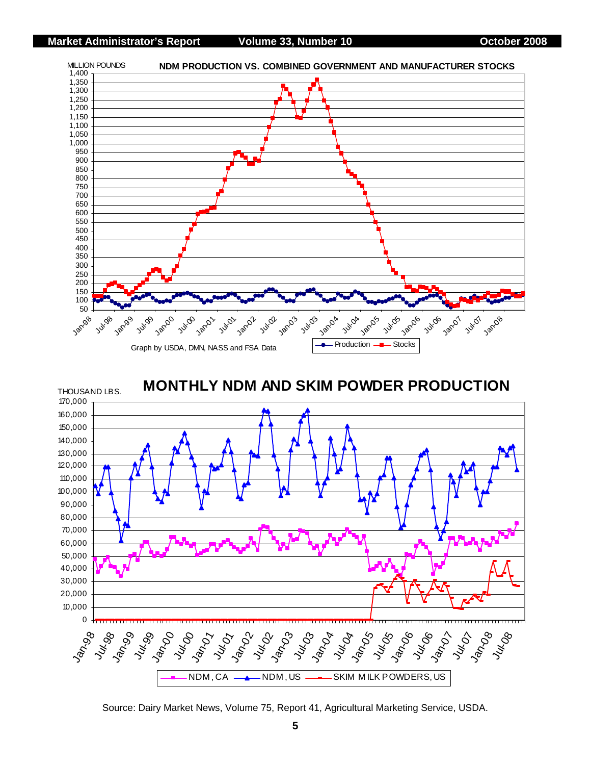## NDM PRODUCTION VS. COMBINED GOVERNMENT AND MANUFACTURER STOCKS

MILLION POUNDS

Graph by USDA, DMN, NASS and FSA Data

Production — Stocks

## MONTHLY NDM AND SKIM POWDER PRODUCTION

THOUSAND LBS.

NDM, CA — NDM, US — SKIM MILK POWDERS, US

Source: Dairy Market News, Volume 75, Report 41, Agricultural Marketing Service, USDA.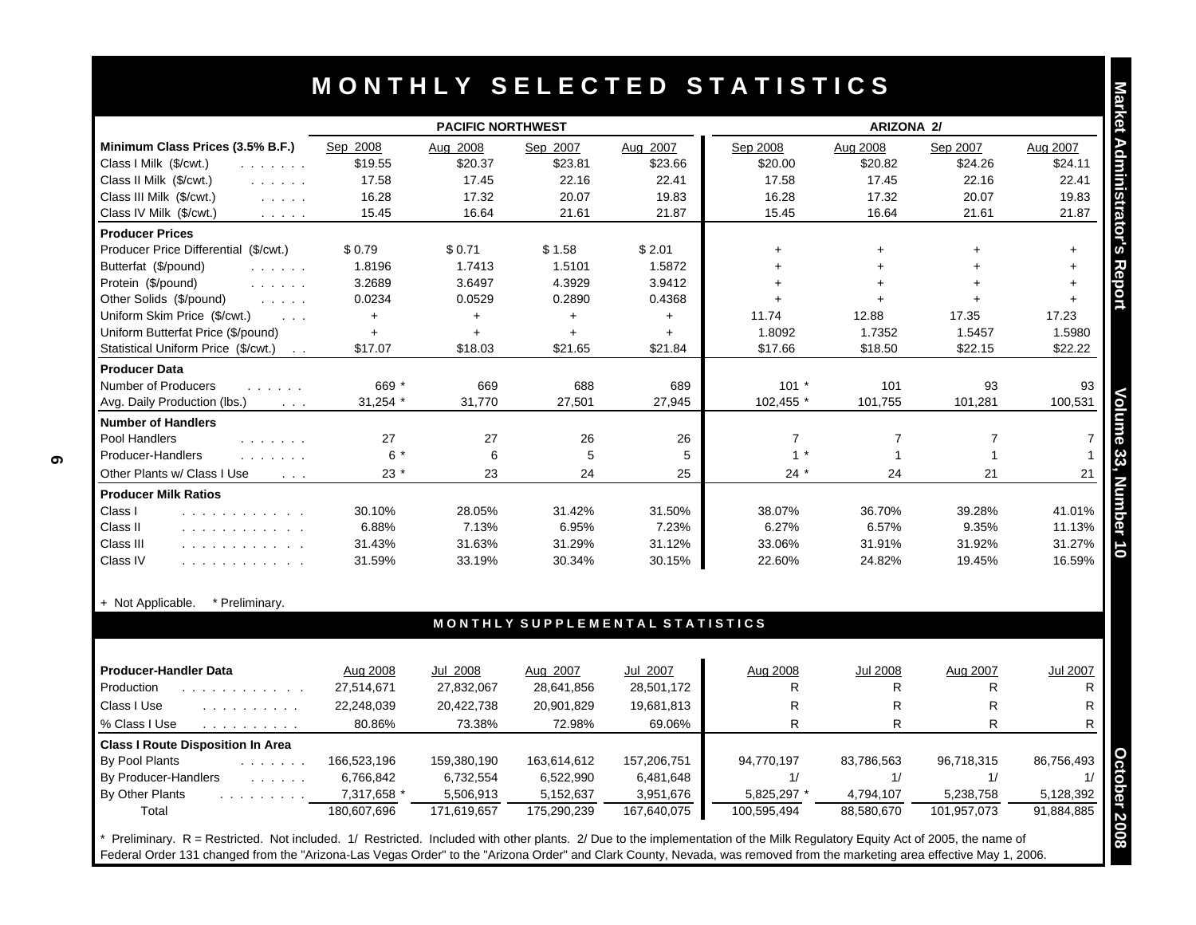# MONTHLY SELECTED STATISTICS

| | PACIFIC NORTHWEST | | | | ARIZONA 2/ | | | |
|---|---|---|---|---|---|---|---|---|
| **Minimum Class Prices (3.5% B.F.)** | Sep 2008 | Aug 2008 | Sep 2007 | Aug 2007 | Sep 2008 | Aug 2008 | Sep 2007 | Aug 2007 |
| Class I Milk ($/cwt.) | $19.55 | $20.37 | $23.81 | $23.66 | $20.00 | $20.82 | $24.26 | $24.11 |
| Class II Milk ($/cwt.) | 17.58 | 17.45 | 22.16 | 22.41 | 17.58 | 17.45 | 22.16 | 22.41 |
| Class III Milk ($/cwt.) | 16.28 | 17.32 | 20.07 | 19.83 | 16.28 | 17.32 | 20.07 | 19.83 |
| Class IV Milk ($/cwt.) | 15.45 | 16.64 | 21.61 | 21.87 | 15.45 | 16.64 | 21.61 | 21.87 |
| **Producer Prices** | | | | | | | | |
| Producer Price Differential ($/cwt.) | $ 0.79 | $ 0.71 | $ 1.58 | $ 2.01 | + | + | + | + |
| Butterfat ($/pound) | 1.8196 | 1.7413 | 1.5101 | 1.5872 | + | + | + | + |
| Protein ($/pound) | 3.2689 | 3.6497 | 4.3929 | 3.9412 | + | + | + | + |
| Other Solids ($/pound) | 0.0234 | 0.0529 | 0.2890 | 0.4368 | + | + | + | + |
| Uniform Skim Price ($/cwt.) | + | + | + | + | 11.74 | 12.88 | 17.35 | 17.23 |
| Uniform Butterfat Price ($/pound) | + | + | + | + | 1.8092 | 1.7352 | 1.5457 | 1.5980 |
| Statistical Uniform Price ($/cwt.) | $17.07 | $18.03 | $21.65 | $21.84 | $17.66 | $18.50 | $22.15 | $22.22 |
| **Producer Data** | | | | | | | | |
| Number of Producers | 669 * | 669 | 688 | 689 | 101 * | 101 | 93 | 93 |
| Avg. Daily Production (lbs.) | 31,254 * | 31,770 | 27,501 | 27,945 | 102,455 * | 101,755 | 101,281 | 100,531 |
| **Number of Handlers** | | | | | | | | |
| Pool Handlers | 27 | 27 | 26 | 26 | 7 | 7 | 7 | 7 |
| Producer-Handlers | 6 * | 6 | 5 | 5 | 1 * | 1 | 1 | 1 |
| Other Plants w/ Class I Use | 23 * | 23 | 24 | 25 | 24 * | 24 | 21 | 21 |
| **Producer Milk Ratios** | | | | | | | | |
| Class I | 30.10% | 28.05% | 31.42% | 31.50% | 38.07% | 36.70% | 39.28% | 41.01% |
| Class II | 6.88% | 7.13% | 6.95% | 7.23% | 6.27% | 6.57% | 9.35% | 11.13% |
| Class III | 31.43% | 31.63% | 31.29% | 31.12% | 33.06% | 31.91% | 31.92% | 31.27% |
| Class IV | 31.59% | 33.19% | 30.34% | 30.15% | 22.60% | 24.82% | 19.45% | 16.59% |

+ Not Applicable. * Preliminary.

## MONTHLY SUPPLEMENTAL STATISTICS

| **Producer-Handler Data** | Aug 2008 | Jul 2008 | Aug 2007 | Jul 2007 | Aug 2008 | Jul 2008 | Aug 2007 | Jul 2007 |
|---|---|---|---|---|---|---|---|---|
| Production | 27,514,671 | 27,832,067 | 28,641,856 | 28,501,172 | R | R | R | R |
| Class I Use | 22,248,039 | 20,422,738 | 20,901,829 | 19,681,813 | R | R | R | R |
| % Class I Use | 80.86% | 73.38% | 72.98% | 69.06% | R | R | R | R |
| **Class I Route Disposition In Area** | | | | | | | | |
| By Pool Plants | 166,523,196 | 159,380,190 | 163,614,612 | 157,206,751 | 94,770,197 | 83,786,563 | 96,718,315 | 86,756,493 |
| By Producer-Handlers | 6,766,842 | 6,732,554 | 6,522,990 | 6,481,648 | 1/ | 1/ | 1/ | 1/ |
| By Other Plants | 7,317,658 * | 5,506,913 | 5,152,637 | 3,951,676 | 5,825,297 * | 4,794,107 | 5,238,758 | 5,128,392 |
| Total | 180,607,696 | 171,619,657 | 175,290,239 | 167,640,075 | 100,595,494 | 88,580,670 | 101,957,073 | 91,884,885 |

* Preliminary. R = Restricted. Not included. 1/ Restricted. Included with other plants. 2/ Due to the implementation of the Milk Regulatory Equity Act of 2005, the name of Federal Order 131 changed from the "Arizona-Las Vegas Order" to the "Arizona Order" and Clark County, Nevada, was removed from the marketing area effective May 1, 2006.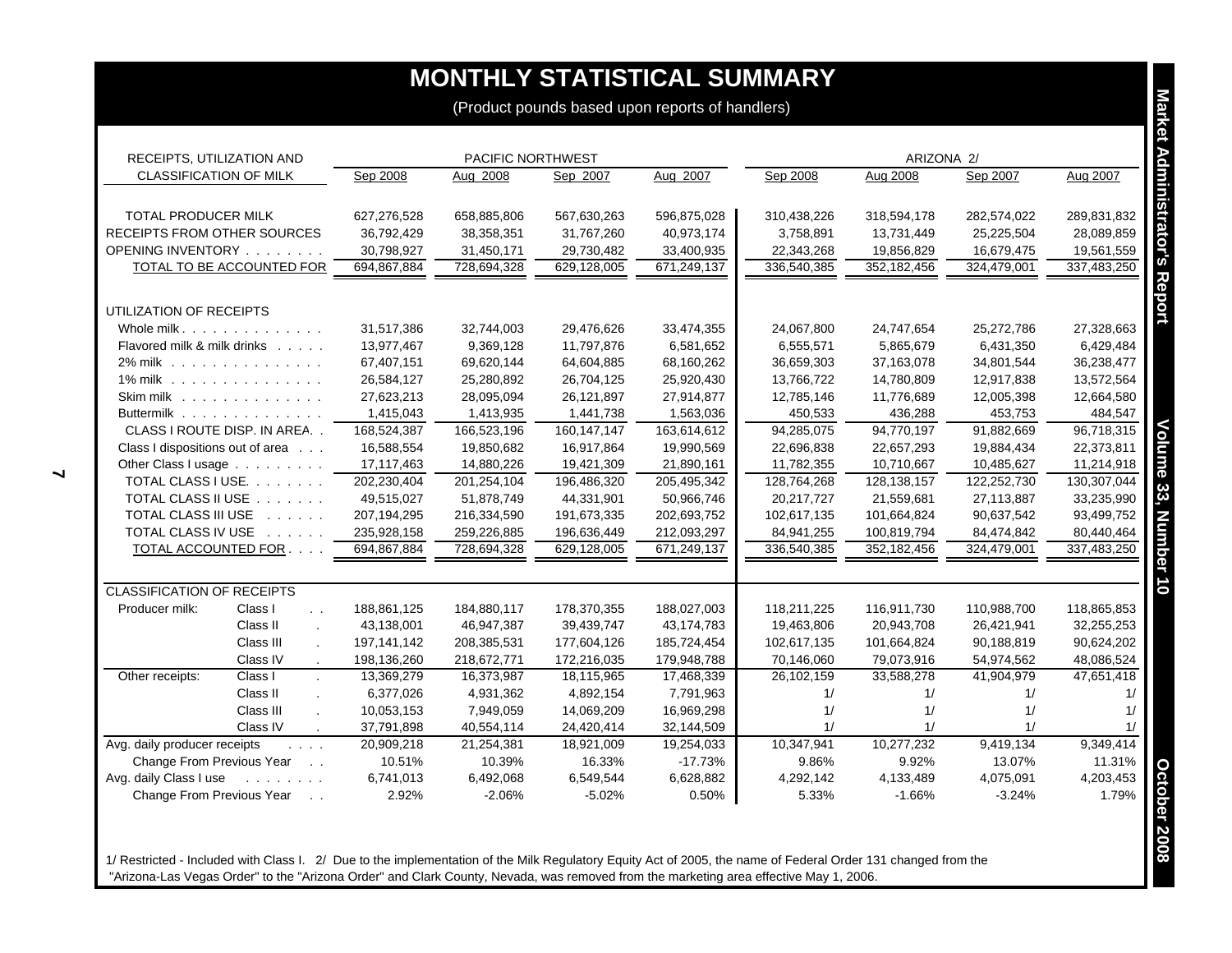# MONTHLY STATISTICAL SUMMARY

(Product pounds based upon reports of handlers)

| RECEIPTS, UTILIZATION AND CLASSIFICATION OF MILK | | PACIFIC NORTHWEST | | | | ARIZONA 2/ | | | |
|---|---|---|---|---|---|---|---|---|---|
| | | Sep 2008 | Aug 2008 | Sep 2007 | Aug 2007 | Sep 2008 | Aug 2008 | Sep 2007 | Aug 2007 |
| TOTAL PRODUCER MILK | | 627,276,528 | 658,885,806 | 567,630,263 | 596,875,028 | 310,438,226 | 318,594,178 | 282,574,022 | 289,831,832 |
| RECEIPTS FROM OTHER SOURCES | | 36,792,429 | 38,358,351 | 31,767,260 | 40,973,174 | 3,758,891 | 13,731,449 | 25,225,504 | 28,089,859 |
| OPENING INVENTORY | | 30,798,927 | 31,450,171 | 29,730,482 | 33,400,935 | 22,343,268 | 19,856,829 | 16,679,475 | 19,561,559 |
| TOTAL TO BE ACCOUNTED FOR | | 694,867,884 | 728,694,328 | 629,128,005 | 671,249,137 | 336,540,385 | 352,182,456 | 324,479,001 | 337,483,250 |
| UTILIZATION OF RECEIPTS | | | | | | | | | |
| Whole milk | | 31,517,386 | 32,744,003 | 29,476,626 | 33,474,355 | 24,067,800 | 24,747,654 | 25,272,786 | 27,328,663 |
| Flavored milk & milk drinks | | 13,977,467 | 9,369,128 | 11,797,876 | 6,581,652 | 6,555,571 | 5,865,679 | 6,431,350 | 6,429,484 |
| 2% milk | | 67,407,151 | 69,620,144 | 64,604,885 | 68,160,262 | 36,659,303 | 37,163,078 | 34,801,544 | 36,238,477 |
| 1% milk | | 26,584,127 | 25,280,892 | 26,704,125 | 25,920,430 | 13,766,722 | 14,780,809 | 12,917,838 | 13,572,564 |
| Skim milk | | 27,623,213 | 28,095,094 | 26,121,897 | 27,914,877 | 12,785,146 | 11,776,689 | 12,005,398 | 12,664,580 |
| Buttermilk | | 1,415,043 | 1,413,935 | 1,441,738 | 1,563,036 | 450,533 | 436,288 | 453,753 | 484,547 |
| CLASS I ROUTE DISP. IN AREA | | 168,524,387 | 166,523,196 | 160,147,147 | 163,614,612 | 94,285,075 | 94,770,197 | 91,882,669 | 96,718,315 |
| Class I dispositions out of area | | 16,588,554 | 19,850,682 | 16,917,864 | 19,990,569 | 22,696,838 | 22,657,293 | 19,884,434 | 22,373,811 |
| Other Class I usage | | 17,117,463 | 14,880,226 | 19,421,309 | 21,890,161 | 11,782,355 | 10,710,667 | 10,485,627 | 11,214,918 |
| TOTAL CLASS I USE | | 202,230,404 | 201,254,104 | 196,486,320 | 205,495,342 | 128,764,268 | 128,138,157 | 122,252,730 | 130,307,044 |
| TOTAL CLASS II USE | | 49,515,027 | 51,878,749 | 44,331,901 | 50,966,746 | 20,217,727 | 21,559,681 | 27,113,887 | 33,235,990 |
| TOTAL CLASS III USE | | 207,194,295 | 216,334,590 | 191,673,335 | 202,693,752 | 102,617,135 | 101,664,824 | 90,637,542 | 93,499,752 |
| TOTAL CLASS IV USE | | 235,928,158 | 259,226,885 | 196,636,449 | 212,093,297 | 84,941,255 | 100,819,794 | 84,474,842 | 80,440,464 |
| TOTAL ACCOUNTED FOR | | 694,867,884 | 728,694,328 | 629,128,005 | 671,249,137 | 336,540,385 | 352,182,456 | 324,479,001 | 337,483,250 |
| CLASSIFICATION OF RECEIPTS | | | | | | | | | |
| Producer milk: | Class I | 188,861,125 | 184,880,117 | 178,370,355 | 188,027,003 | 118,211,225 | 116,911,730 | 110,988,700 | 118,865,853 |
| | Class II | 43,138,001 | 46,947,387 | 39,439,747 | 43,174,783 | 19,463,806 | 20,943,708 | 26,421,941 | 32,255,253 |
| | Class III | 197,141,142 | 208,385,531 | 177,604,126 | 185,724,454 | 102,617,135 | 101,664,824 | 90,188,819 | 90,624,202 |
| | Class IV | 198,136,260 | 218,672,771 | 172,216,035 | 179,948,788 | 70,146,060 | 79,073,916 | 54,974,562 | 48,086,524 |
| Other receipts: | Class I | 13,369,279 | 16,373,987 | 18,115,965 | 17,468,339 | 26,102,159 | 33,588,278 | 41,904,979 | 47,651,418 |
| | Class II | 6,377,026 | 4,931,362 | 4,892,154 | 7,791,963 | 1/ | 1/ | 1/ | 1/ |
| | Class III | 10,053,153 | 7,949,059 | 14,069,209 | 16,969,298 | 1/ | 1/ | 1/ | 1/ |
| | Class IV | 37,791,898 | 40,554,114 | 24,420,414 | 32,144,509 | 1/ | 1/ | 1/ | 1/ |
| Avg. daily producer receipts | | 20,909,218 | 21,254,381 | 18,921,009 | 19,254,033 | 10,347,941 | 10,277,232 | 9,419,134 | 9,349,414 |
| Change From Previous Year | | 10.51% | 10.39% | 16.33% | -17.73% | 9.86% | 9.92% | 13.07% | 11.31% |
| Avg. daily Class I use | | 6,741,013 | 6,492,068 | 6,549,544 | 6,628,882 | 4,292,142 | 4,133,489 | 4,075,091 | 4,203,453 |
| Change From Previous Year | | 2.92% | -2.06% | -5.02% | 0.50% | 5.33% | -1.66% | -3.24% | 1.79% |

1/ Restricted - Included with Class I. 2/ Due to the implementation of the Milk Regulatory Equity Act of 2005, the name of Federal Order 131 changed from the "Arizona-Las Vegas Order" to the "Arizona Order" and Clark County, Nevada, was removed from the marketing area effective May 1, 2006.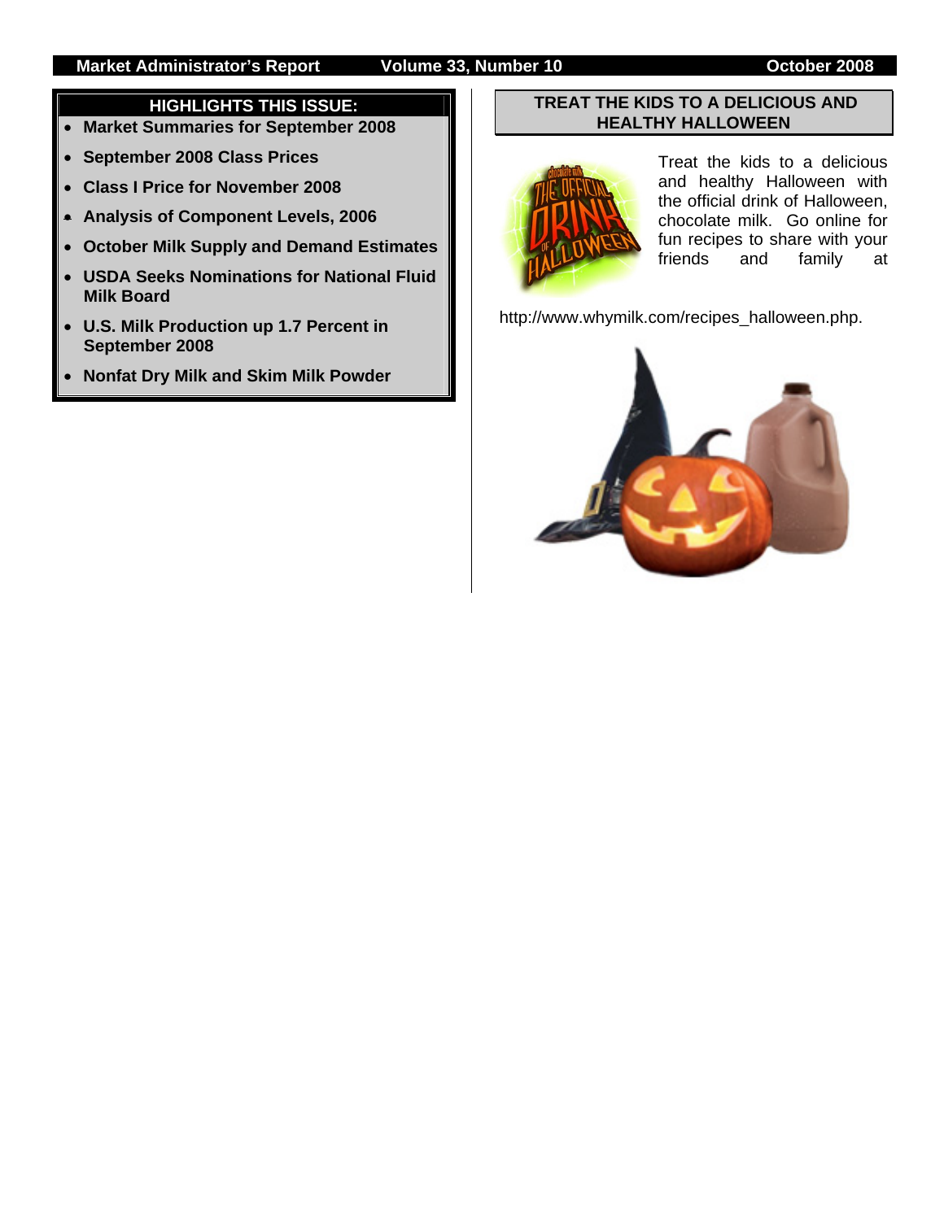**HIGHLIGHTS THIS ISSUE:**

- Market Summaries for September 2008
- September 2008 Class Prices
- Class I Price for November 2008
- Analysis of Component Levels, 2006
- October Milk Supply and Demand Estimates
- USDA Seeks Nominations for National Fluid Milk Board
- U.S. Milk Production up 1.7 Percent in September 2008
- Nonfat Dry Milk and Skim Milk Powder

## TREAT THE KIDS TO A DELICIOUS AND HEALTHY HALLOWEEN

Treat the kids to a delicious and healthy Halloween with the official drink of Halloween, chocolate milk. Go online for fun recipes to share with your friends and family at http://www.whymilk.com/recipes_halloween.php.